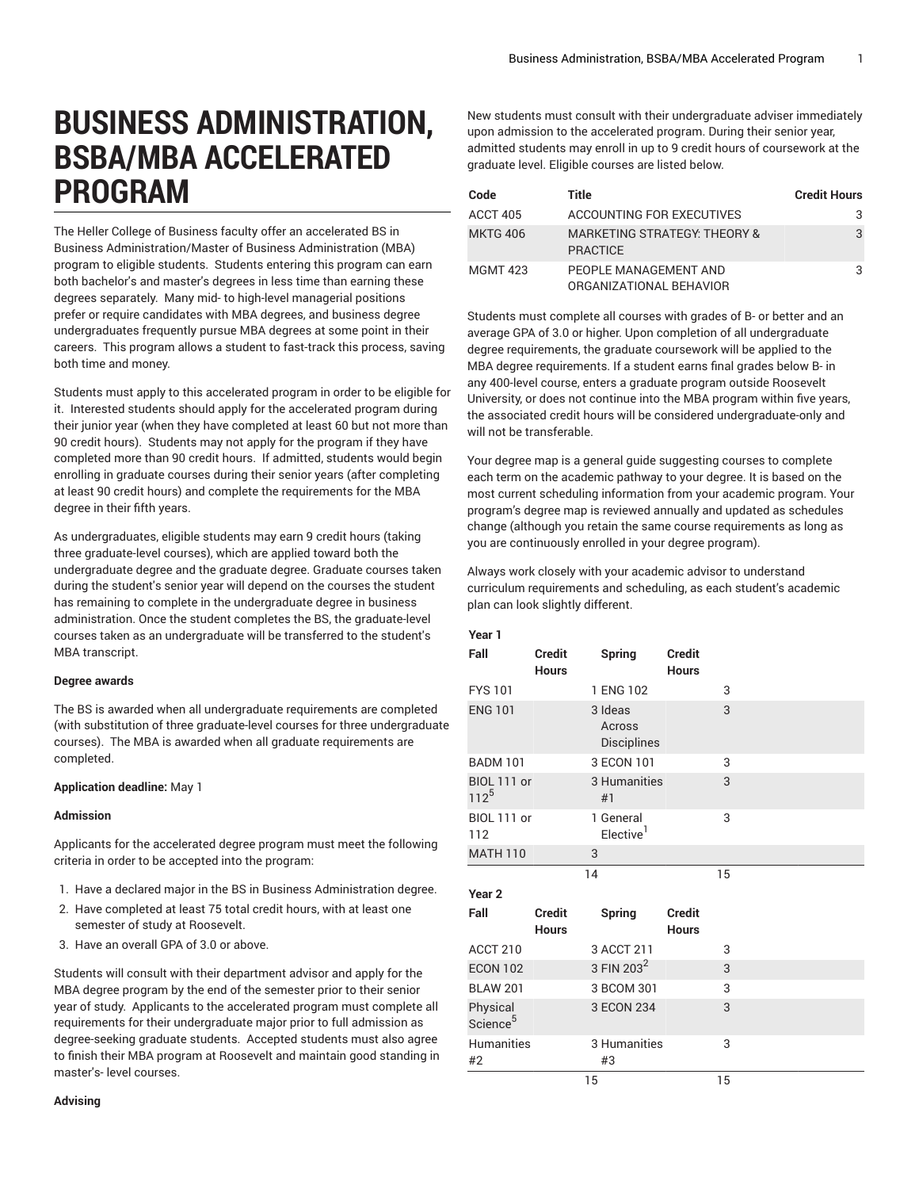# BUSINESS ADMINISTRATION, BSBA/MBA ACCELERATED PROGRAM

The Heller College of Business faculty offer an accelerated BS in Business Administration/Master of Business Administration (MBA) program to eligible students. Students entering this program can earn both bachelor's and master's degrees in less time than earning these degrees separately. Many mid- to high-level managerial positions prefer or require candidates with MBA degrees, and business degree undergraduates frequently pursue MBA degrees at some point in their careers. This program allows a student to fast-track this process, saving both time and money.

Students must apply to this accelerated program in order to be eligible for it. Interested students should apply for the accelerated program during their junior year (when they have completed at least 60 but not more than 90 credit hours). Students may not apply for the program if they have completed more than 90 credit hours. If admitted, students would begin enrolling in graduate courses during their senior years (after completing at least 90 credit hours) and complete the requirements for the MBA degree in their fifth years.

As undergraduates, eligible students may earn 9 credit hours (taking three graduate-level courses), which are applied toward both the undergraduate degree and the graduate degree. Graduate courses taken during the student's senior year will depend on the courses the student has remaining to complete in the undergraduate degree in business administration. Once the student completes the BS, the graduate-level courses taken as an undergraduate will be transferred to the student's MBA transcript.

**Degree awards**

The BS is awarded when all undergraduate requirements are completed (with substitution of three graduate-level courses for three undergraduate courses). The MBA is awarded when all graduate requirements are completed.

**Application deadline:** May 1

**Admission**

Applicants for the accelerated degree program must meet the following criteria in order to be accepted into the program:

1. Have a declared major in the BS in Business Administration degree.
2. Have completed at least 75 total credit hours, with at least one semester of study at Roosevelt.
3. Have an overall GPA of 3.0 or above.

Students will consult with their department advisor and apply for the MBA degree program by the end of the semester prior to their senior year of study. Applicants to the accelerated program must complete all requirements for their undergraduate major prior to full admission as degree-seeking graduate students. Accepted students must also agree to finish their MBA program at Roosevelt and maintain good standing in master's- level courses.

**Advising**

New students must consult with their undergraduate adviser immediately upon admission to the accelerated program. During their senior year, admitted students may enroll in up to 9 credit hours of coursework at the graduate level. Eligible courses are listed below.

| Code | Title | Credit Hours |
|---|---|---|
| ACCT 405 | ACCOUNTING FOR EXECUTIVES | 3 |
| MKTG 406 | MARKETING STRATEGY: THEORY & PRACTICE | 3 |
| MGMT 423 | PEOPLE MANAGEMENT AND ORGANIZATIONAL BEHAVIOR | 3 |

Students must complete all courses with grades of B- or better and an average GPA of 3.0 or higher. Upon completion of all undergraduate degree requirements, the graduate coursework will be applied to the MBA degree requirements. If a student earns final grades below B- in any 400-level course, enters a graduate program outside Roosevelt University, or does not continue into the MBA program within five years, the associated credit hours will be considered undergraduate-only and will not be transferable.

Your degree map is a general guide suggesting courses to complete each term on the academic pathway to your degree. It is based on the most current scheduling information from your academic program. Your program's degree map is reviewed annually and updated as schedules change (although you retain the same course requirements as long as you are continuously enrolled in your degree program).

Always work closely with your academic advisor to understand curriculum requirements and scheduling, as each student's academic plan can look slightly different.

**Year 1**

| Fall | Credit Hours | Spring | Credit Hours |
|---|---|---|---|
| FYS 101 | 1 | ENG 102 | 3 |
| ENG 101 | 3 | Ideas Across Disciplines | 3 |
| BADM 101 | 3 | ECON 101 | 3 |
| BIOL 111 or 112[5] | 3 | Humanities #1 | 3 |
| BIOL 111 or 112 | 1 | General Elective[1] | 3 |
| MATH 110 | 3 | | |
| | 14 | | 15 |

**Year 2**

| Fall | Credit Hours | Spring | Credit Hours |
|---|---|---|---|
| ACCT 210 | 3 | ACCT 211 | 3 |
| ECON 102 | 3 | FIN 203[2] | 3 |
| BLAW 201 | 3 | BCOM 301 | 3 |
| Physical Science[5] | 3 | ECON 234 | 3 |
| Humanities #2 | 3 | Humanities #3 | 3 |
| | 15 | | 15 |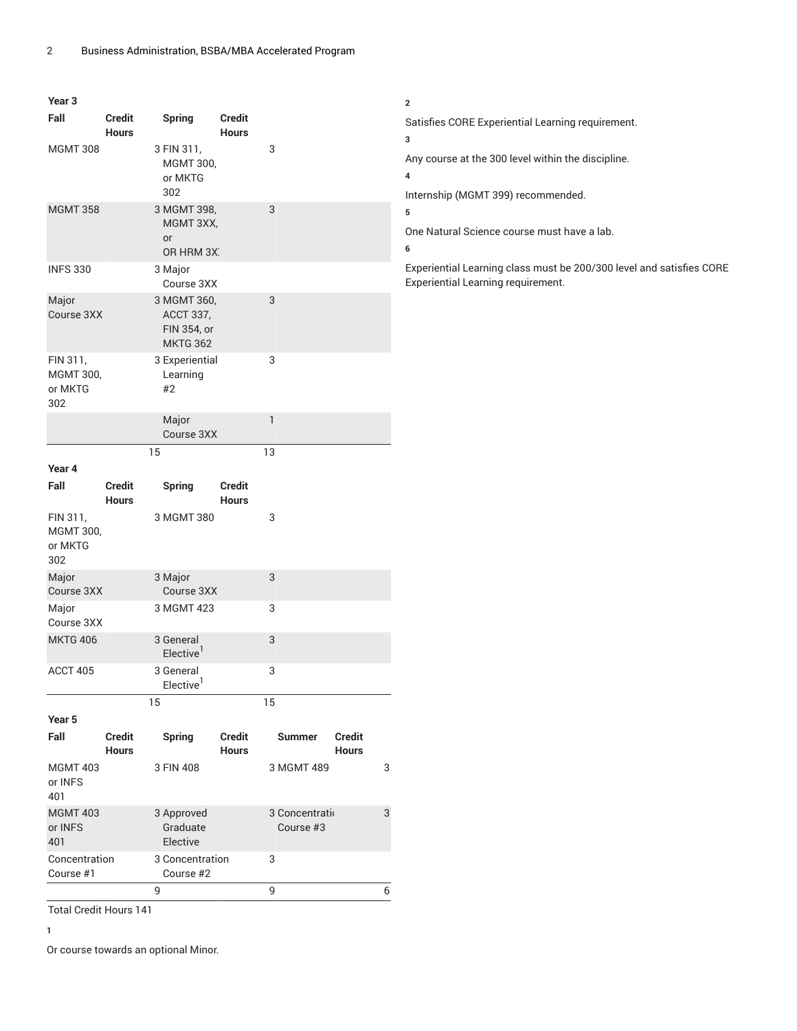### Year 3

| Fall | Credit Hours | Spring | Credit Hours |
|---|---|---|---|
| MGMT 308 | 3 | FIN 311, MGMT 300, or MKTG 302 | 3 |
| MGMT 358 | 3 | MGMT 398, MGMT 3XX, or OR HRM 3X | 3 |
| INFS 330 | 3 | Major Course 3XX | |
| Major Course 3XX | 3 | MGMT 360, ACCT 337, FIN 354, or MKTG 362 | 3 |
| FIN 311, MGMT 300, or MKTG 302 | 3 | Experiential Learning #2 | 3 |
| | | Major Course 3XX | 1 |
| | 15 | | 13 |

### Year 4

| Fall | Credit Hours | Spring | Credit Hours |
|---|---|---|---|
| FIN 311, MGMT 300, or MKTG 302 | 3 | MGMT 380 | 3 |
| Major Course 3XX | 3 | Major Course 3XX | 3 |
| Major Course 3XX | 3 | MGMT 423 | 3 |
| MKTG 406 | 3 | General Elective[1] | 3 |
| ACCT 405 | 3 | General Elective[1] | 3 |
| | 15 | | 15 |

### Year 5

| Fall | Credit Hours | Spring | Credit Hours | Summer | Credit Hours |
|---|---|---|---|---|---|
| MGMT 403 or INFS 401 | 3 | FIN 408 | 3 | MGMT 489 | 3 |
| MGMT 403 or INFS 401 | 3 | Approved Graduate Elective | 3 | Concentration Course #3 | 3 |
| Concentration Course #1 | 3 | Concentration Course #2 | 3 | | |
| | 9 | | 9 | | 6 |

Total Credit Hours 141

1. Or course towards an optional Minor.
2. Satisfies CORE Experiential Learning requirement.
3. Any course at the 300 level within the discipline.
4. Internship (MGMT 399) recommended.
5. One Natural Science course must have a lab.
6. Experiential Learning class must be 200/300 level and satisfies CORE Experiential Learning requirement.